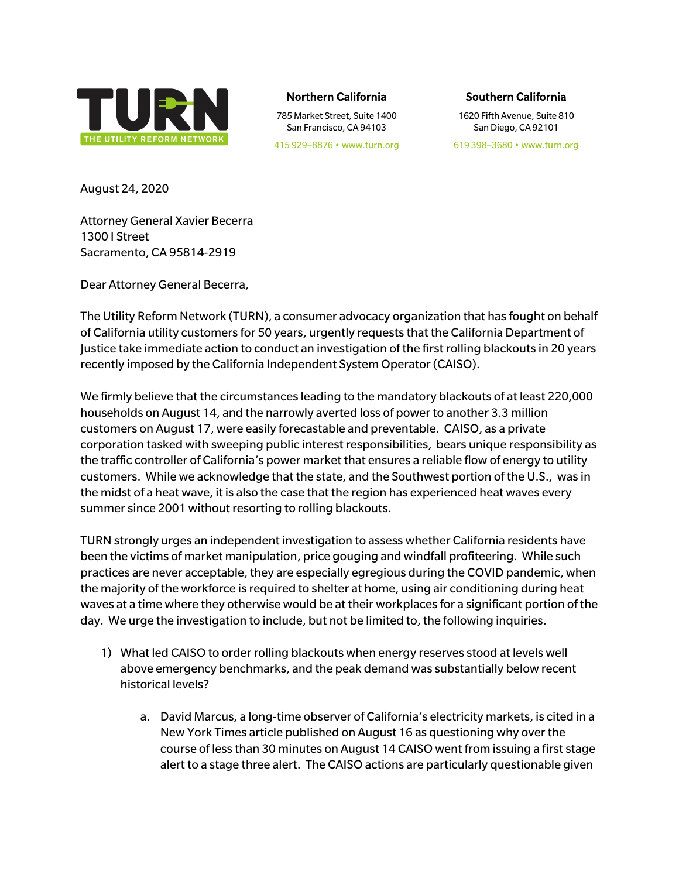**TURN**
THE UTILITY REFORM NETWORK

**Northern California**
785 Market Street, Suite 1400
San Francisco, CA 94103
415 929–8876 • www.turn.org

**Southern California**
1620 Fifth Avenue, Suite 810
San Diego, CA 92101
619 398–3680 • www.turn.org

August 24, 2020

Attorney General Xavier Becerra
1300 I Street
Sacramento, CA 95814-2919

Dear Attorney General Becerra,

The Utility Reform Network (TURN), a consumer advocacy organization that has fought on behalf of California utility customers for 50 years, urgently requests that the California Department of Justice take immediate action to conduct an investigation of the first rolling blackouts in 20 years recently imposed by the California Independent System Operator (CAISO).

We firmly believe that the circumstances leading to the mandatory blackouts of at least 220,000 households on August 14, and the narrowly averted loss of power to another 3.3 million customers on August 17, were easily forecastable and preventable. CAISO, as a private corporation tasked with sweeping public interest responsibilities, bears unique responsibility as the traffic controller of California's power market that ensures a reliable flow of energy to utility customers. While we acknowledge that the state, and the Southwest portion of the U.S., was in the midst of a heat wave, it is also the case that the region has experienced heat waves every summer since 2001 without resorting to rolling blackouts.

TURN strongly urges an independent investigation to assess whether California residents have been the victims of market manipulation, price gouging and windfall profiteering. While such practices are never acceptable, they are especially egregious during the COVID pandemic, when the majority of the workforce is required to shelter at home, using air conditioning during heat waves at a time where they otherwise would be at their workplaces for a significant portion of the day. We urge the investigation to include, but not be limited to, the following inquiries.

1) What led CAISO to order rolling blackouts when energy reserves stood at levels well above emergency benchmarks, and the peak demand was substantially below recent historical levels?

    a. David Marcus, a long-time observer of California's electricity markets, is cited in a New York Times article published on August 16 as questioning why over the course of less than 30 minutes on August 14 CAISO went from issuing a first stage alert to a stage three alert. The CAISO actions are particularly questionable given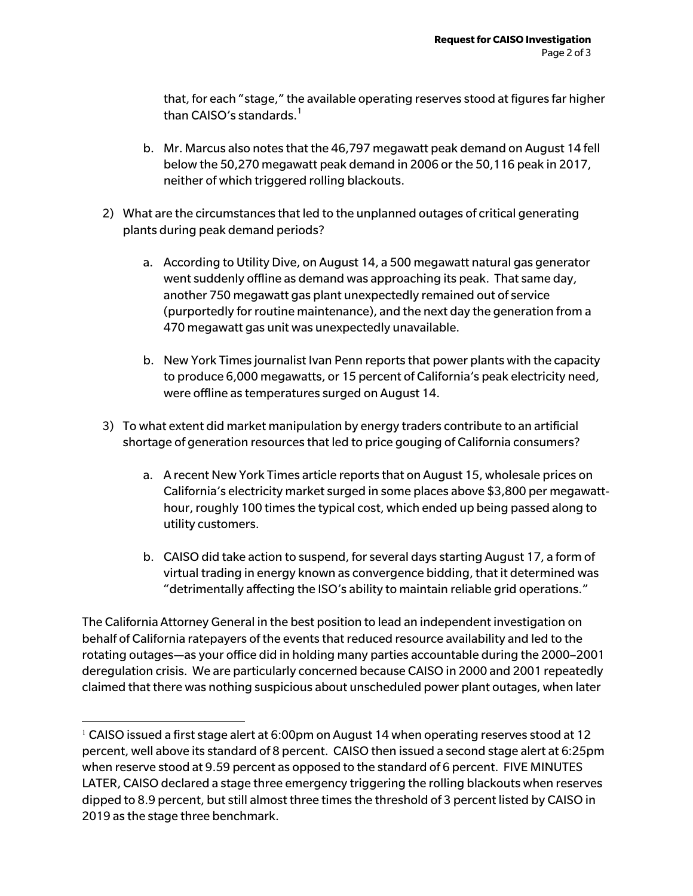that, for each "stage," the available operating reserves stood at figures far higher than CAISO's standards.[1]

   b. Mr. Marcus also notes that the 46,797 megawatt peak demand on August 14 fell below the 50,270 megawatt peak demand in 2006 or the 50,116 peak in 2017, neither of which triggered rolling blackouts.

2) What are the circumstances that led to the unplanned outages of critical generating plants during peak demand periods?

   a. According to Utility Dive, on August 14, a 500 megawatt natural gas generator went suddenly offline as demand was approaching its peak. That same day, another 750 megawatt gas plant unexpectedly remained out of service (purportedly for routine maintenance), and the next day the generation from a 470 megawatt gas unit was unexpectedly unavailable.

   b. New York Times journalist Ivan Penn reports that power plants with the capacity to produce 6,000 megawatts, or 15 percent of California's peak electricity need, were offline as temperatures surged on August 14.

3) To what extent did market manipulation by energy traders contribute to an artificial shortage of generation resources that led to price gouging of California consumers?

   a. A recent New York Times article reports that on August 15, wholesale prices on California's electricity market surged in some places above $3,800 per megawatt-hour, roughly 100 times the typical cost, which ended up being passed along to utility customers.

   b. CAISO did take action to suspend, for several days starting August 17, a form of virtual trading in energy known as convergence bidding, that it determined was "detrimentally affecting the ISO's ability to maintain reliable grid operations."

The California Attorney General in the best position to lead an independent investigation on behalf of California ratepayers of the events that reduced resource availability and led to the rotating outages—as your office did in holding many parties accountable during the 2000–2001 deregulation crisis. We are particularly concerned because CAISO in 2000 and 2001 repeatedly claimed that there was nothing suspicious about unscheduled power plant outages, when later

---

[1] CAISO issued a first stage alert at 6:00pm on August 14 when operating reserves stood at 12 percent, well above its standard of 8 percent. CAISO then issued a second stage alert at 6:25pm when reserve stood at 9.59 percent as opposed to the standard of 6 percent. FIVE MINUTES LATER, CAISO declared a stage three emergency triggering the rolling blackouts when reserves dipped to 8.9 percent, but still almost three times the threshold of 3 percent listed by CAISO in 2019 as the stage three benchmark.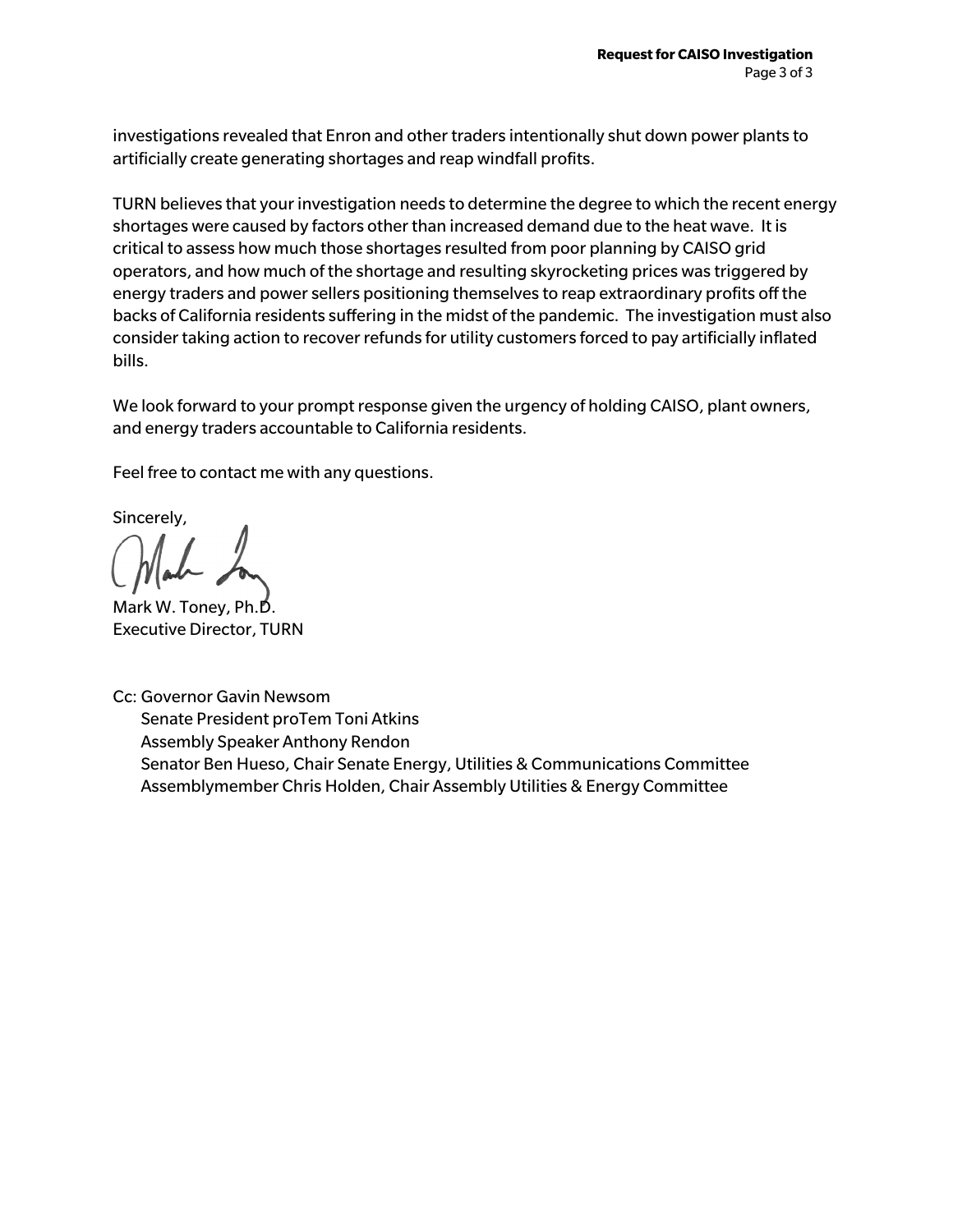investigations revealed that Enron and other traders intentionally shut down power plants to artificially create generating shortages and reap windfall profits.

TURN believes that your investigation needs to determine the degree to which the recent energy shortages were caused by factors other than increased demand due to the heat wave. It is critical to assess how much those shortages resulted from poor planning by CAISO grid operators, and how much of the shortage and resulting skyrocketing prices was triggered by energy traders and power sellers positioning themselves to reap extraordinary profits off the backs of California residents suffering in the midst of the pandemic. The investigation must also consider taking action to recover refunds for utility customers forced to pay artificially inflated bills.

We look forward to your prompt response given the urgency of holding CAISO, plant owners, and energy traders accountable to California residents.

Feel free to contact me with any questions.

Sincerely,

Mark W. Toney, Ph.D.
Executive Director, TURN

Cc: Governor Gavin Newsom
Senate President proTem Toni Atkins
Assembly Speaker Anthony Rendon
Senator Ben Hueso, Chair Senate Energy, Utilities & Communications Committee
Assemblymember Chris Holden, Chair Assembly Utilities & Energy Committee